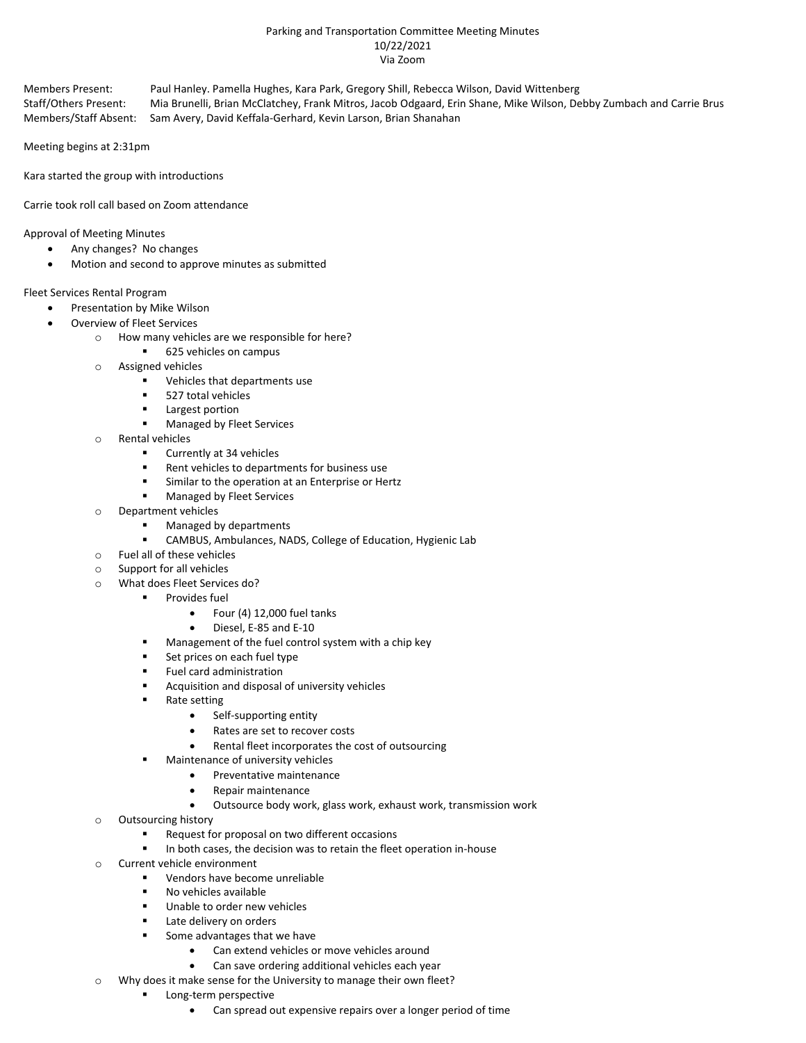Parking and Transportation Committee Meeting Minutes
10/22/2021
Via Zoom

Members Present: Paul Hanley. Pamella Hughes, Kara Park, Gregory Shill, Rebecca Wilson, David Wittenberg
Staff/Others Present: Mia Brunelli, Brian McClatchey, Frank Mitros, Jacob Odgaard, Erin Shane, Mike Wilson, Debby Zumbach and Carrie Brus
Members/Staff Absent: Sam Avery, David Keffala-Gerhard, Kevin Larson, Brian Shanahan

Meeting begins at 2:31pm

Kara started the group with introductions

Carrie took roll call based on Zoom attendance

Approval of Meeting Minutes

- Any changes? No changes
- Motion and second to approve minutes as submitted

Fleet Services Rental Program

- Presentation by Mike Wilson
- Overview of Fleet Services
  - How many vehicles are we responsible for here?
    - 625 vehicles on campus
  - Assigned vehicles
    - Vehicles that departments use
    - 527 total vehicles
    - Largest portion
    - Managed by Fleet Services
  - Rental vehicles
    - Currently at 34 vehicles
    - Rent vehicles to departments for business use
    - Similar to the operation at an Enterprise or Hertz
    - Managed by Fleet Services
  - Department vehicles
    - Managed by departments
    - CAMBUS, Ambulances, NADS, College of Education, Hygienic Lab
  - Fuel all of these vehicles
  - Support for all vehicles
  - What does Fleet Services do?
    - Provides fuel
      - Four (4) 12,000 fuel tanks
      - Diesel, E-85 and E-10
    - Management of the fuel control system with a chip key
    - Set prices on each fuel type
    - Fuel card administration
    - Acquisition and disposal of university vehicles
    - Rate setting
      - Self-supporting entity
      - Rates are set to recover costs
      - Rental fleet incorporates the cost of outsourcing
    - Maintenance of university vehicles
      - Preventative maintenance
      - Repair maintenance
      - Outsource body work, glass work, exhaust work, transmission work
  - Outsourcing history
    - Request for proposal on two different occasions
    - In both cases, the decision was to retain the fleet operation in-house
  - Current vehicle environment
    - Vendors have become unreliable
    - No vehicles available
    - Unable to order new vehicles
    - Late delivery on orders
    - Some advantages that we have
      - Can extend vehicles or move vehicles around
      - Can save ordering additional vehicles each year
  - Why does it make sense for the University to manage their own fleet?
    - Long-term perspective
      - Can spread out expensive repairs over a longer period of time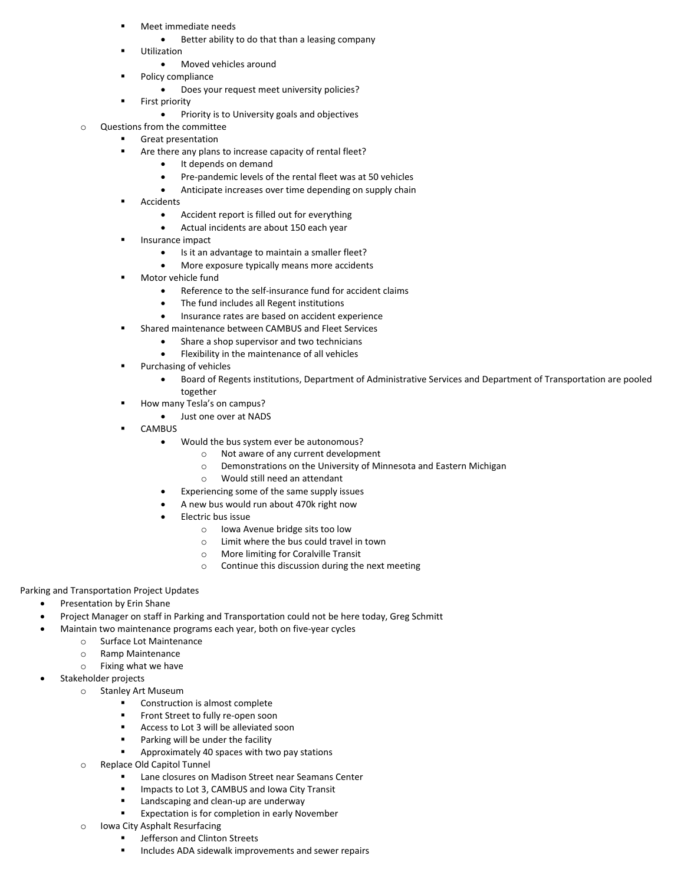- Meet immediate needs
          - Better ability to do that than a leasing company
        - Utilization
          - Moved vehicles around
        - Policy compliance
          - Does your request meet university policies?
        - First priority
          - Priority is to University goals and objectives
    - Questions from the committee
        - Great presentation
        - Are there any plans to increase capacity of rental fleet?
          - It depends on demand
          - Pre-pandemic levels of the rental fleet was at 50 vehicles
          - Anticipate increases over time depending on supply chain
        - Accidents
          - Accident report is filled out for everything
          - Actual incidents are about 150 each year
        - Insurance impact
          - Is it an advantage to maintain a smaller fleet?
          - More exposure typically means more accidents
        - Motor vehicle fund
          - Reference to the self-insurance fund for accident claims
          - The fund includes all Regent institutions
          - Insurance rates are based on accident experience
        - Shared maintenance between CAMBUS and Fleet Services
          - Share a shop supervisor and two technicians
          - Flexibility in the maintenance of all vehicles
        - Purchasing of vehicles
          - Board of Regents institutions, Department of Administrative Services and Department of Transportation are pooled together
        - How many Tesla's on campus?
          - Just one over at NADS
        - CAMBUS
          - Would the bus system ever be autonomous?
            - Not aware of any current development
            - Demonstrations on the University of Minnesota and Eastern Michigan
            - Would still need an attendant
          - Experiencing some of the same supply issues
          - A new bus would run about 470k right now
          - Electric bus issue
            - Iowa Avenue bridge sits too low
            - Limit where the bus could travel in town
            - More limiting for Coralville Transit
            - Continue this discussion during the next meeting

Parking and Transportation Project Updates

- Presentation by Erin Shane
- Project Manager on staff in Parking and Transportation could not be here today, Greg Schmitt
- Maintain two maintenance programs each year, both on five-year cycles
    - Surface Lot Maintenance
    - Ramp Maintenance
    - Fixing what we have
- Stakeholder projects
    - Stanley Art Museum
        - Construction is almost complete
        - Front Street to fully re-open soon
        - Access to Lot 3 will be alleviated soon
        - Parking will be under the facility
        - Approximately 40 spaces with two pay stations
    - Replace Old Capitol Tunnel
        - Lane closures on Madison Street near Seamans Center
        - Impacts to Lot 3, CAMBUS and Iowa City Transit
        - Landscaping and clean-up are underway
        - Expectation is for completion in early November
    - Iowa City Asphalt Resurfacing
        - Jefferson and Clinton Streets
        - Includes ADA sidewalk improvements and sewer repairs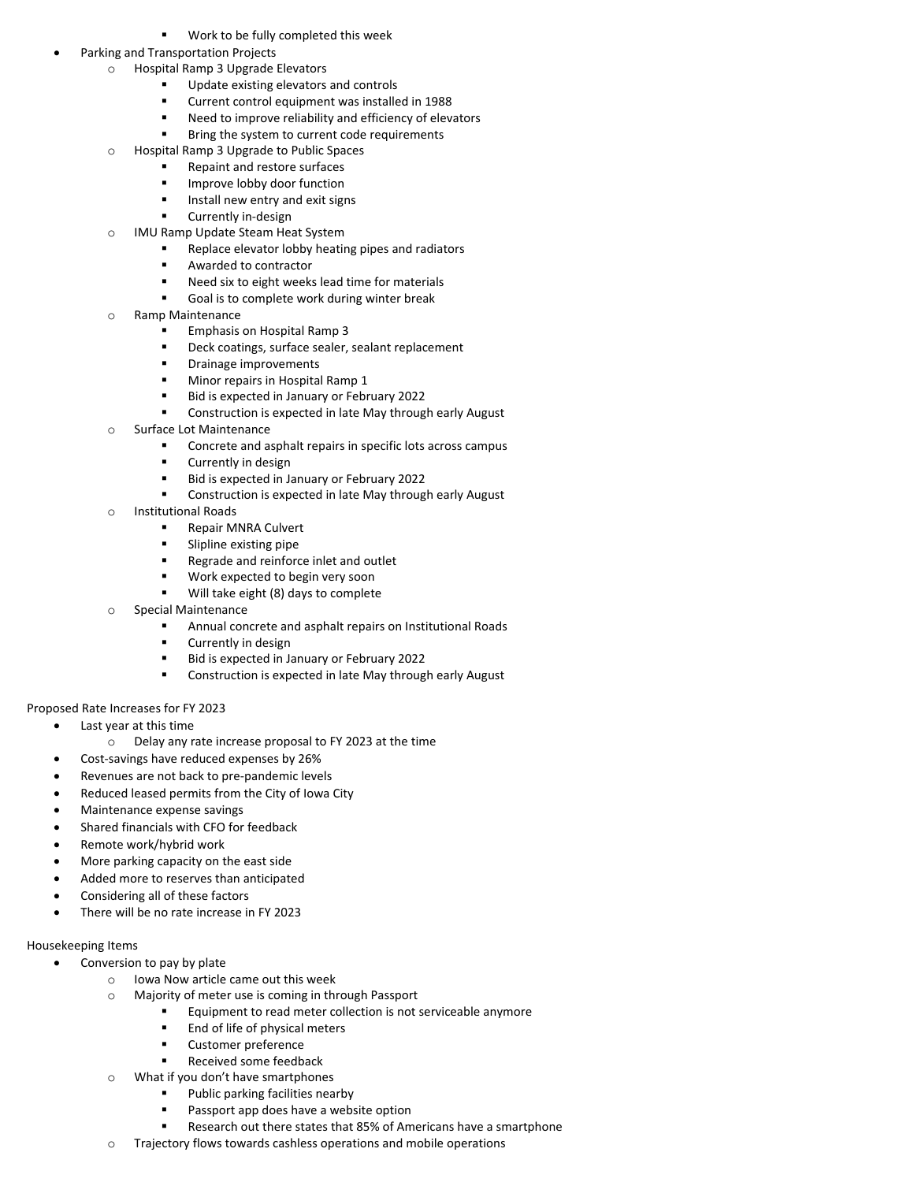- Work to be fully completed this week
- Parking and Transportation Projects
    - Hospital Ramp 3 Upgrade Elevators
        - Update existing elevators and controls
        - Current control equipment was installed in 1988
        - Need to improve reliability and efficiency of elevators
        - Bring the system to current code requirements
    - Hospital Ramp 3 Upgrade to Public Spaces
        - Repaint and restore surfaces
        - Improve lobby door function
        - Install new entry and exit signs
        - Currently in-design
    - IMU Ramp Update Steam Heat System
        - Replace elevator lobby heating pipes and radiators
        - Awarded to contractor
        - Need six to eight weeks lead time for materials
        - Goal is to complete work during winter break
    - Ramp Maintenance
        - Emphasis on Hospital Ramp 3
        - Deck coatings, surface sealer, sealant replacement
        - Drainage improvements
        - Minor repairs in Hospital Ramp 1
        - Bid is expected in January or February 2022
        - Construction is expected in late May through early August
    - Surface Lot Maintenance
        - Concrete and asphalt repairs in specific lots across campus
        - Currently in design
        - Bid is expected in January or February 2022
        - Construction is expected in late May through early August
    - Institutional Roads
        - Repair MNRA Culvert
        - Slipline existing pipe
        - Regrade and reinforce inlet and outlet
        - Work expected to begin very soon
        - Will take eight (8) days to complete
    - Special Maintenance
        - Annual concrete and asphalt repairs on Institutional Roads
        - Currently in design
        - Bid is expected in January or February 2022
        - Construction is expected in late May through early August

Proposed Rate Increases for FY 2023

- Last year at this time
    - Delay any rate increase proposal to FY 2023 at the time
- Cost-savings have reduced expenses by 26%
- Revenues are not back to pre-pandemic levels
- Reduced leased permits from the City of Iowa City
- Maintenance expense savings
- Shared financials with CFO for feedback
- Remote work/hybrid work
- More parking capacity on the east side
- Added more to reserves than anticipated
- Considering all of these factors
- There will be no rate increase in FY 2023

Housekeeping Items

- Conversion to pay by plate
    - Iowa Now article came out this week
    - Majority of meter use is coming in through Passport
        - Equipment to read meter collection is not serviceable anymore
        - End of life of physical meters
        - Customer preference
        - Received some feedback
    - What if you don't have smartphones
        - Public parking facilities nearby
        - Passport app does have a website option
        - Research out there states that 85% of Americans have a smartphone
    - Trajectory flows towards cashless operations and mobile operations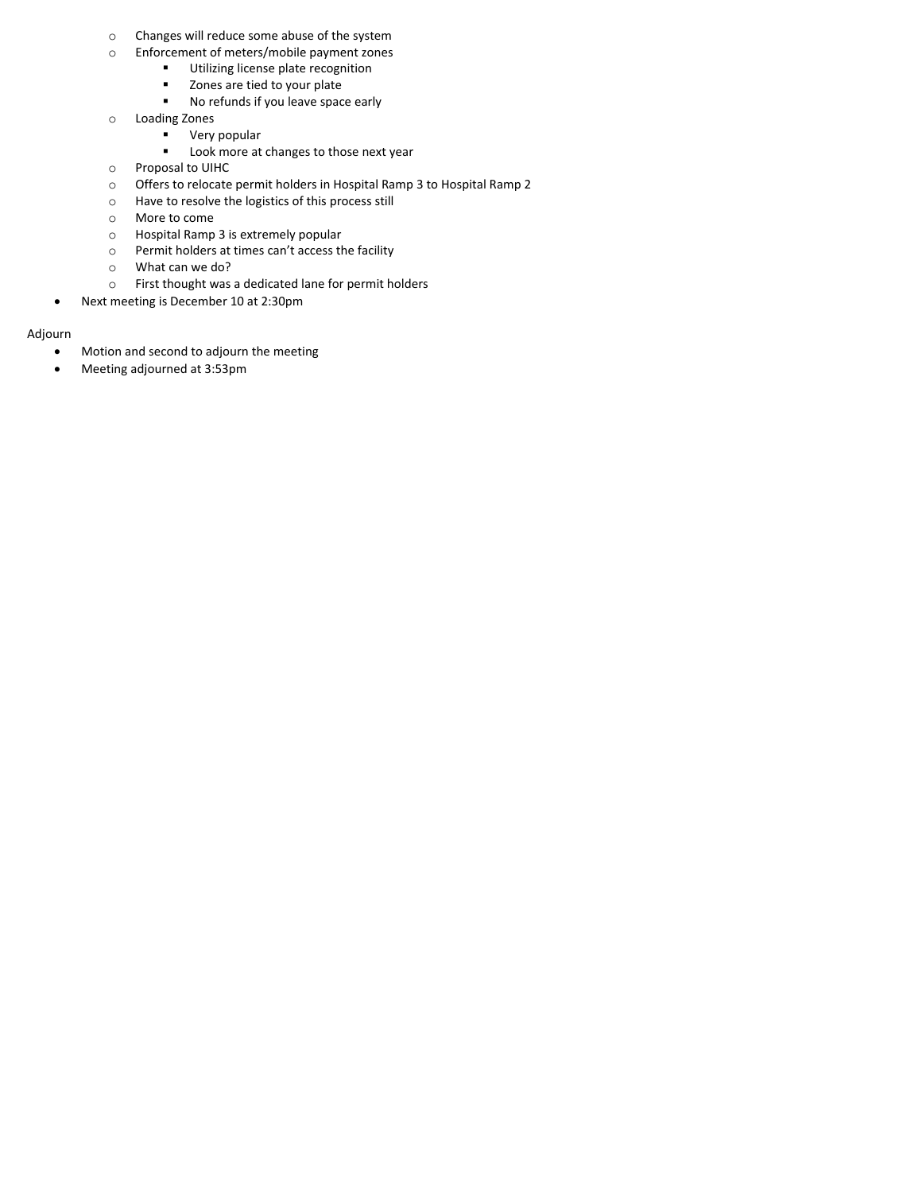- Changes will reduce some abuse of the system
- Enforcement of meters/mobile payment zones
  - Utilizing license plate recognition
  - Zones are tied to your plate
  - No refunds if you leave space early
- Loading Zones
  - Very popular
  - Look more at changes to those next year
- Proposal to UIHC
- Offers to relocate permit holders in Hospital Ramp 3 to Hospital Ramp 2
- Have to resolve the logistics of this process still
- More to come
- Hospital Ramp 3 is extremely popular
- Permit holders at times can't access the facility
- What can we do?
- First thought was a dedicated lane for permit holders

- Next meeting is December 10 at 2:30pm

Adjourn

- Motion and second to adjourn the meeting
- Meeting adjourned at 3:53pm